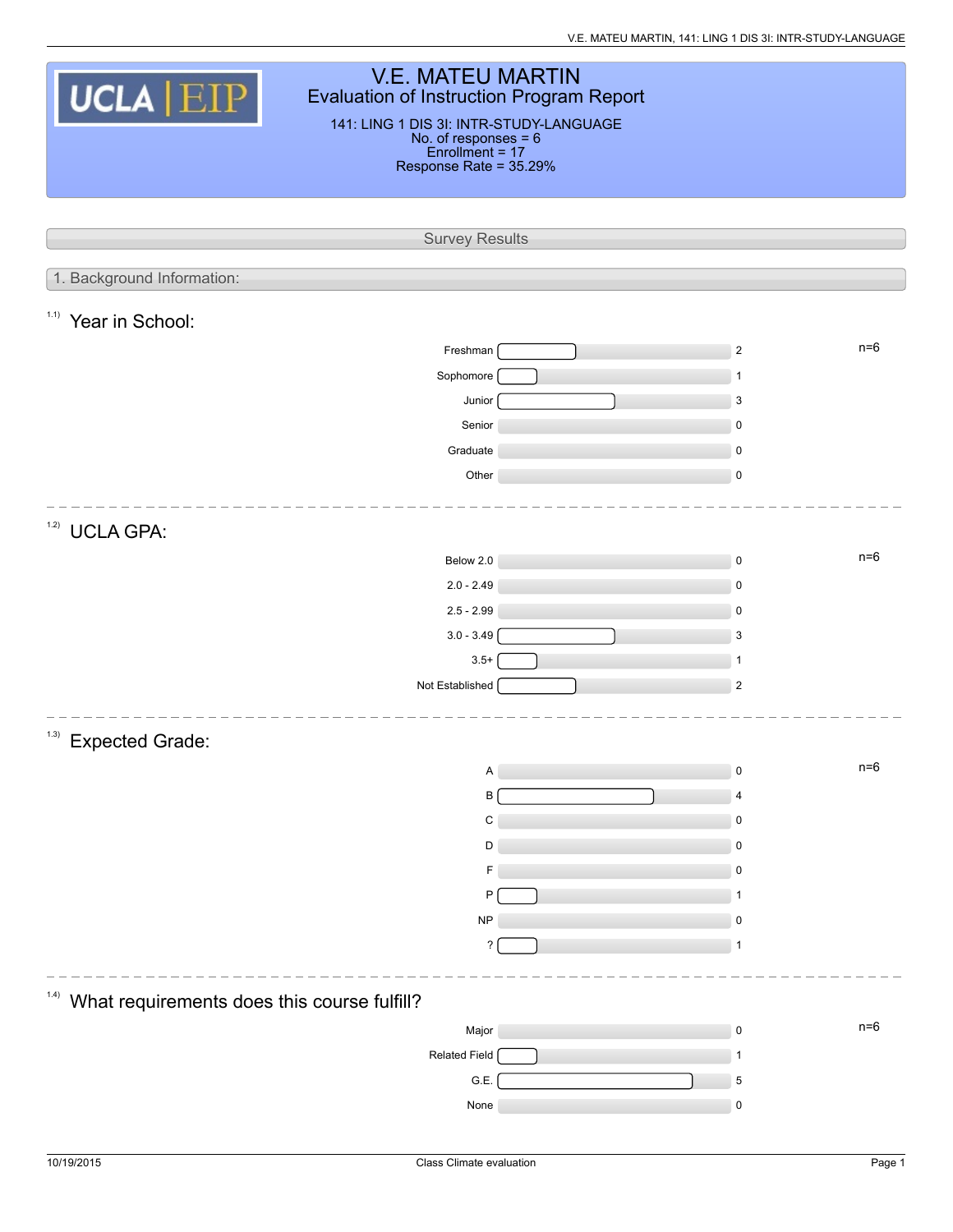# V.E. MATEU MARTIN

## Evaluation of Instruction Program Report

141: LING 1 DIS 3I: INTR-STUDY-LANGUAGE
No. of responses = 6
Enrollment = 17
Response Rate = 35.29%

## Survey Results

### 1. Background Information:

#### 1.1) Year in School:

n=6

| Response | Count |
| --- | --- |
| Freshman | 2 |
| Sophomore | 1 |
| Junior | 3 |
| Senior | 0 |
| Graduate | 0 |
| Other | 0 |

#### 1.2) UCLA GPA:

n=6

| Response | Count |
| --- | --- |
| Below 2.0 | 0 |
| 2.0 - 2.49 | 0 |
| 2.5 - 2.99 | 0 |
| 3.0 - 3.49 | 3 |
| 3.5+ | 1 |
| Not Established | 2 |

#### 1.3) Expected Grade:

n=6

| Response | Count |
| --- | --- |
| A | 0 |
| B | 4 |
| C | 0 |
| D | 0 |
| F | 0 |
| P | 1 |
| NP | 0 |
| ? | 1 |

#### 1.4) What requirements does this course fulfill?

n=6

| Response | Count |
| --- | --- |
| Major | 0 |
| Related Field | 1 |
| G.E. | 5 |
| None | 0 |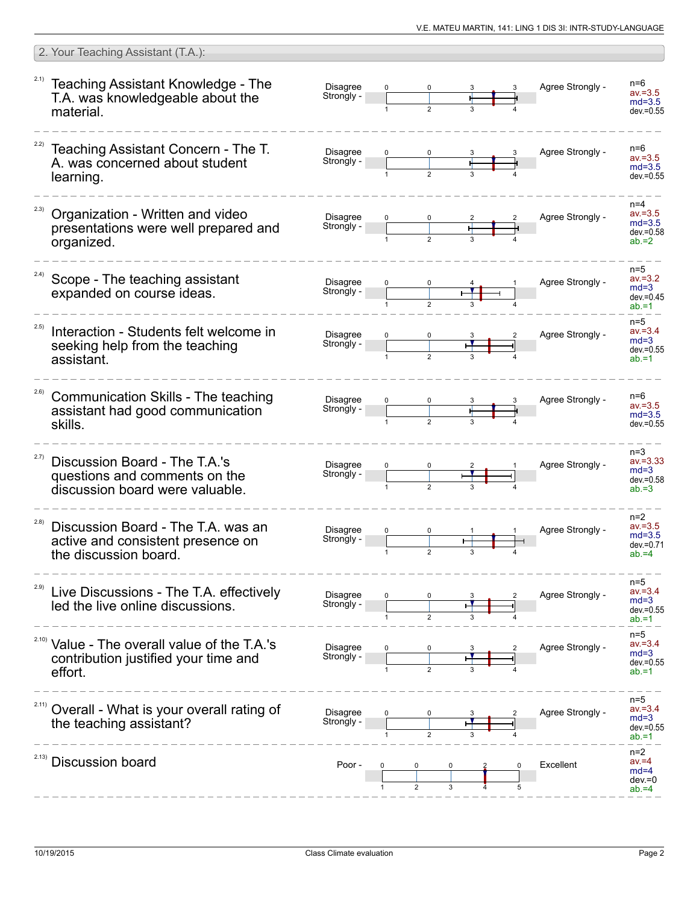## 2. Your Teaching Assistant (T.A.):

| No. | Question | Left pole | 1 | 2 | 3 | 4 | 5 | Right pole | Statistics |
|---|---|---|---|---|---|---|---|---|---|
| 2.1) | Teaching Assistant Knowledge - The T.A. was knowledgeable about the material. | Disagree Strongly | 0 | 0 | 3 | 3 | | Agree Strongly | n=6, av.=3.5, md=3.5, dev.=0.55 |
| 2.2) | Teaching Assistant Concern - The T. A. was concerned about student learning. | Disagree Strongly | 0 | 0 | 3 | 3 | | Agree Strongly | n=6, av.=3.5, md=3.5, dev.=0.55 |
| 2.3) | Organization - Written and video presentations were well prepared and organized. | Disagree Strongly | 0 | 0 | 2 | 2 | | Agree Strongly | n=4, av.=3.5, md=3.5, dev.=0.58, ab.=2 |
| 2.4) | Scope - The teaching assistant expanded on course ideas. | Disagree Strongly | 0 | 0 | 4 | 1 | | Agree Strongly | n=5, av.=3.2, md=3, dev.=0.45, ab.=1 |
| 2.5) | Interaction - Students felt welcome in seeking help from the teaching assistant. | Disagree Strongly | 0 | 0 | 3 | 2 | | Agree Strongly | n=5, av.=3.4, md=3, dev.=0.55, ab.=1 |
| 2.6) | Communication Skills - The teaching assistant had good communication skills. | Disagree Strongly | 0 | 0 | 3 | 3 | | Agree Strongly | n=6, av.=3.5, md=3.5, dev.=0.55 |
| 2.7) | Discussion Board - The T.A.'s questions and comments on the discussion board were valuable. | Disagree Strongly | 0 | 0 | 2 | 1 | | Agree Strongly | n=3, av.=3.33, md=3, dev.=0.58, ab.=3 |
| 2.8) | Discussion Board - The T.A. was an active and consistent presence on the discussion board. | Disagree Strongly | 0 | 0 | 1 | 1 | | Agree Strongly | n=2, av.=3.5, md=3.5, dev.=0.71, ab.=4 |
| 2.9) | Live Discussions - The T.A. effectively led the live online discussions. | Disagree Strongly | 0 | 0 | 3 | 2 | | Agree Strongly | n=5, av.=3.4, md=3, dev.=0.55, ab.=1 |
| 2.10) | Value - The overall value of the T.A.'s contribution justified your time and effort. | Disagree Strongly | 0 | 0 | 3 | 2 | | Agree Strongly | n=5, av.=3.4, md=3, dev.=0.55, ab.=1 |
| 2.11) | Overall - What is your overall rating of the teaching assistant? | Disagree Strongly | 0 | 0 | 3 | 2 | | Agree Strongly | n=5, av.=3.4, md=3, dev.=0.55, ab.=1 |
| 2.13) | Discussion board | Poor | 0 | 0 | 0 | 2 | 0 | Excellent | n=2, av.=4, md=4, dev.=0, ab.=4 |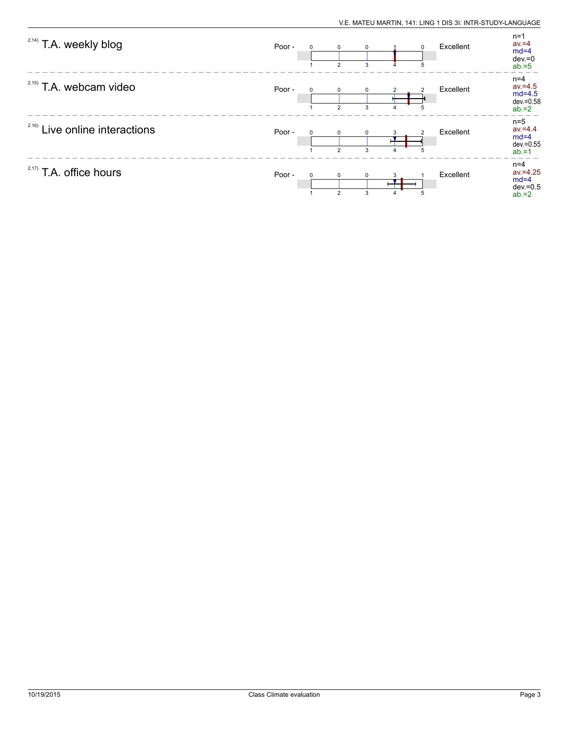2.14) T.A. weekly blog

Poor - Excellent

| 1 | 2 | 3 | 4 | 5 |
|---|---|---|---|---|
| 0 | 0 | 0 | 1 | 0 |

n=1
av.=4
md=4
dev.=0
ab.=5

2.15) T.A. webcam video

Poor - Excellent

| 1 | 2 | 3 | 4 | 5 |
|---|---|---|---|---|
| 0 | 0 | 0 | 2 | 2 |

n=4
av.=4.5
md=4.5
dev.=0.58
ab.=2

2.16) Live online interactions

Poor - Excellent

| 1 | 2 | 3 | 4 | 5 |
|---|---|---|---|---|
| 0 | 0 | 0 | 3 | 2 |

n=5
av.=4.4
md=4
dev.=0.55
ab.=1

2.17) T.A. office hours

Poor - Excellent

| 1 | 2 | 3 | 4 | 5 |
|---|---|---|---|---|
| 0 | 0 | 0 | 3 | 1 |

n=4
av.=4.25
md=4
dev.=0.5
ab.=2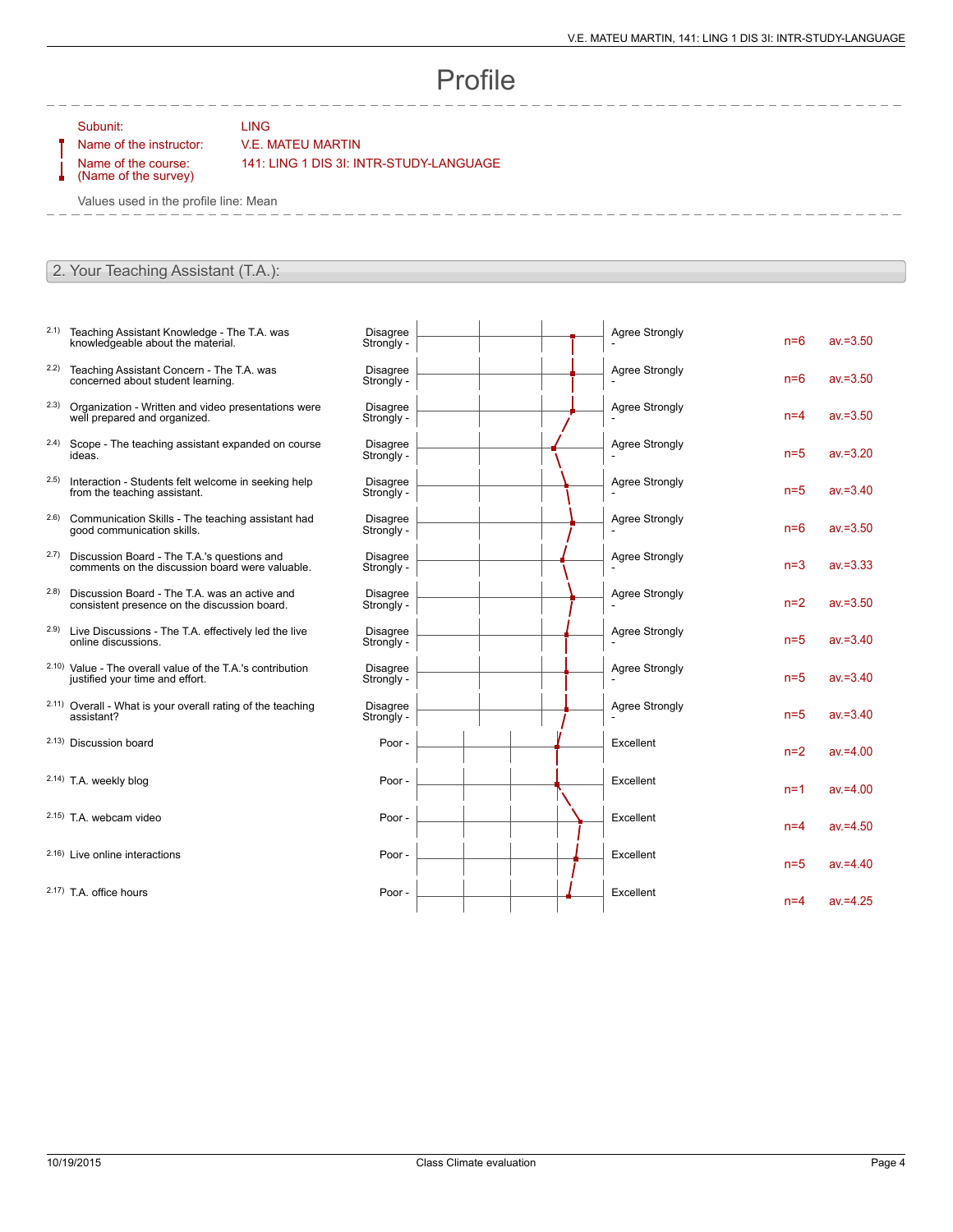# Profile

Subunit: LING

Name of the instructor: V.E. MATEU MARTIN

Name of the course: (Name of the survey) 141: LING 1 DIS 3I: INTR-STUDY-LANGUAGE

Values used in the profile line: Mean

## 2. Your Teaching Assistant (T.A.):

| # | Question | Left pole | Right pole | n | av. |
|---|---|---|---|---|---|
| 2.1) | Teaching Assistant Knowledge - The T.A. was knowledgeable about the material. | Disagree Strongly - | Agree Strongly - | n=6 | av.=3.50 |
| 2.2) | Teaching Assistant Concern - The T.A. was concerned about student learning. | Disagree Strongly - | Agree Strongly - | n=6 | av.=3.50 |
| 2.3) | Organization - Written and video presentations were well prepared and organized. | Disagree Strongly - | Agree Strongly - | n=4 | av.=3.50 |
| 2.4) | Scope - The teaching assistant expanded on course ideas. | Disagree Strongly - | Agree Strongly - | n=5 | av.=3.20 |
| 2.5) | Interaction - Students felt welcome in seeking help from the teaching assistant. | Disagree Strongly - | Agree Strongly - | n=5 | av.=3.40 |
| 2.6) | Communication Skills - The teaching assistant had good communication skills. | Disagree Strongly - | Agree Strongly - | n=6 | av.=3.50 |
| 2.7) | Discussion Board - The T.A.'s questions and comments on the discussion board were valuable. | Disagree Strongly - | Agree Strongly - | n=3 | av.=3.33 |
| 2.8) | Discussion Board - The T.A. was an active and consistent presence on the discussion board. | Disagree Strongly - | Agree Strongly - | n=2 | av.=3.50 |
| 2.9) | Live Discussions - The T.A. effectively led the live online discussions. | Disagree Strongly - | Agree Strongly - | n=5 | av.=3.40 |
| 2.10) | Value - The overall value of the T.A.'s contribution justified your time and effort. | Disagree Strongly - | Agree Strongly - | n=5 | av.=3.40 |
| 2.11) | Overall - What is your overall rating of the teaching assistant? | Disagree Strongly - | Agree Strongly - | n=5 | av.=3.40 |
| 2.13) | Discussion board | Poor - | Excellent | n=2 | av.=4.00 |
| 2.14) | T.A. weekly blog | Poor - | Excellent | n=1 | av.=4.00 |
| 2.15) | T.A. webcam video | Poor - | Excellent | n=4 | av.=4.50 |
| 2.16) | Live online interactions | Poor - | Excellent | n=5 | av.=4.40 |
| 2.17) | T.A. office hours | Poor - | Excellent | n=4 | av.=4.25 |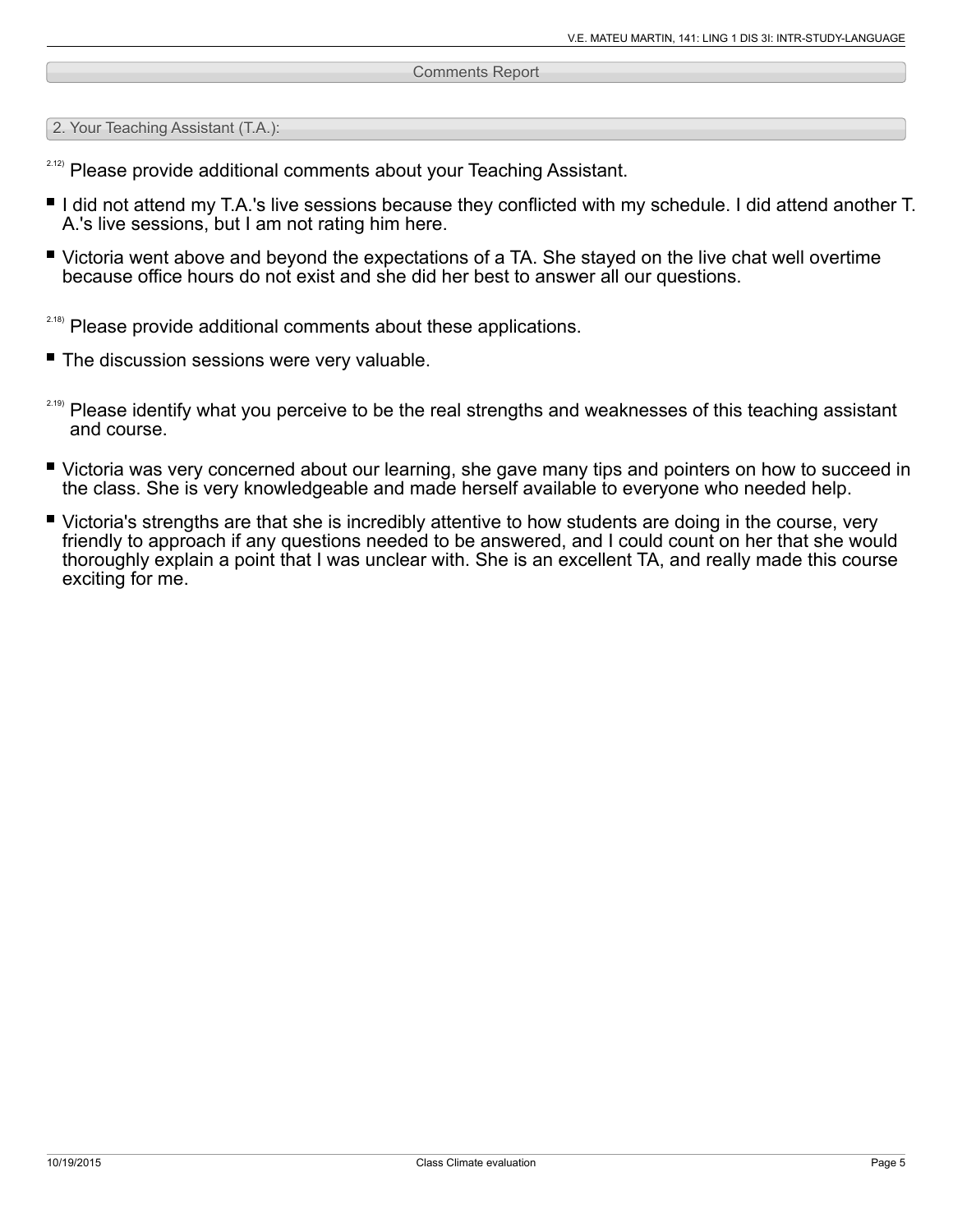## Comments Report

### 2. Your Teaching Assistant (T.A.):

2.12) Please provide additional comments about your Teaching Assistant.

- I did not attend my T.A.'s live sessions because they conflicted with my schedule. I did attend another T. A.'s live sessions, but I am not rating him here.
- Victoria went above and beyond the expectations of a TA. She stayed on the live chat well overtime because office hours do not exist and she did her best to answer all our questions.

2.18) Please provide additional comments about these applications.

- The discussion sessions were very valuable.

2.19) Please identify what you perceive to be the real strengths and weaknesses of this teaching assistant and course.

- Victoria was very concerned about our learning, she gave many tips and pointers on how to succeed in the class. She is very knowledgeable and made herself available to everyone who needed help.
- Victoria's strengths are that she is incredibly attentive to how students are doing in the course, very friendly to approach if any questions needed to be answered, and I could count on her that she would thoroughly explain a point that I was unclear with. She is an excellent TA, and really made this course exciting for me.